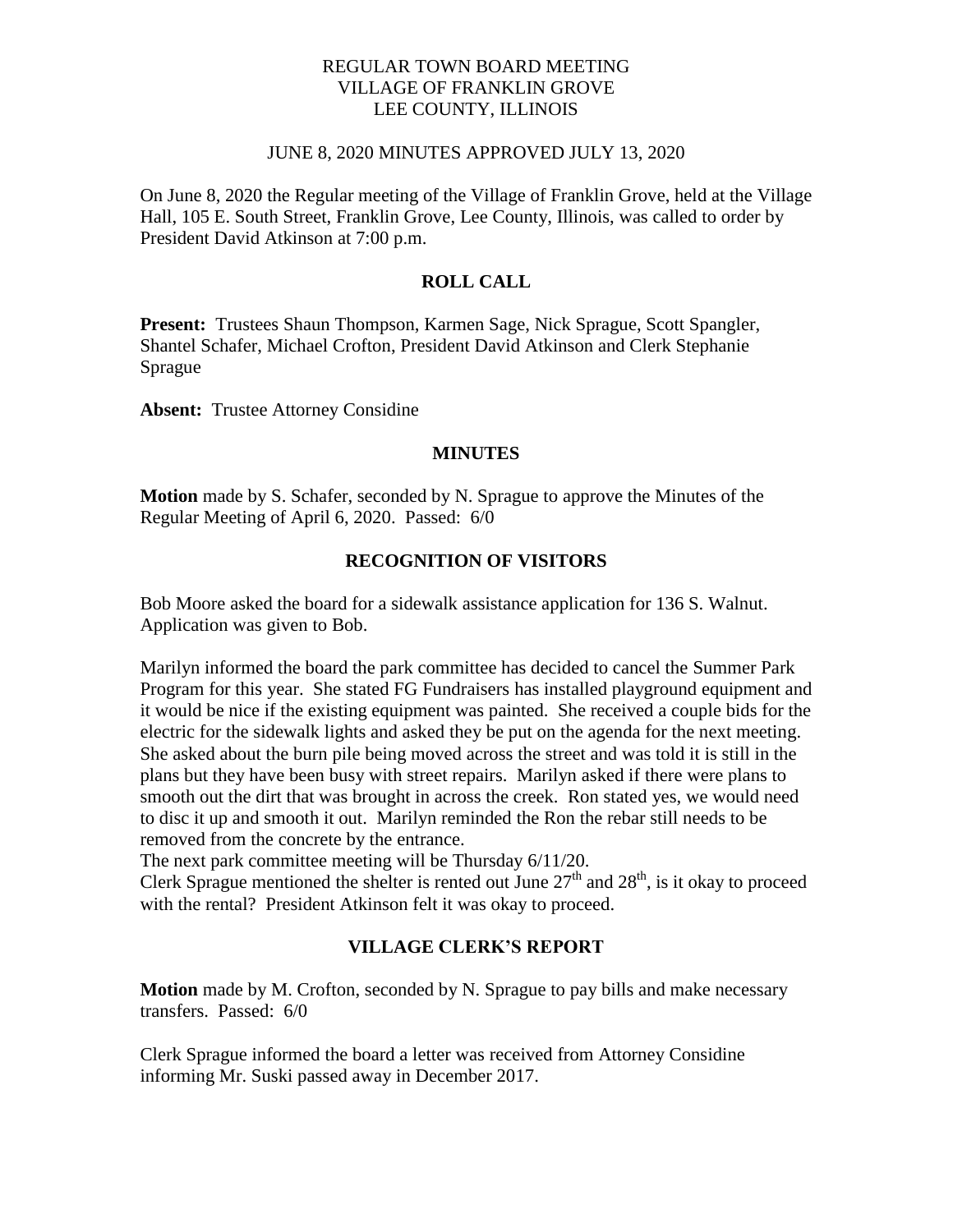# REGULAR TOWN BOARD MEETING
# VILLAGE OF FRANKLIN GROVE
# LEE COUNTY, ILLINOIS

JUNE 8, 2020 MINUTES APPROVED JULY 13, 2020

On June 8, 2020 the Regular meeting of the Village of Franklin Grove, held at the Village Hall, 105 E. South Street, Franklin Grove, Lee County, Illinois, was called to order by President David Atkinson at 7:00 p.m.

## ROLL CALL

**Present:** Trustees Shaun Thompson, Karmen Sage, Nick Sprague, Scott Spangler, Shantel Schafer, Michael Crofton, President David Atkinson and Clerk Stephanie Sprague

**Absent:** Trustee Attorney Considine

## MINUTES

**Motion** made by S. Schafer, seconded by N. Sprague to approve the Minutes of the Regular Meeting of April 6, 2020. Passed: 6/0

## RECOGNITION OF VISITORS

Bob Moore asked the board for a sidewalk assistance application for 136 S. Walnut. Application was given to Bob.

Marilyn informed the board the park committee has decided to cancel the Summer Park Program for this year. She stated FG Fundraisers has installed playground equipment and it would be nice if the existing equipment was painted. She received a couple bids for the electric for the sidewalk lights and asked they be put on the agenda for the next meeting. She asked about the burn pile being moved across the street and was told it is still in the plans but they have been busy with street repairs. Marilyn asked if there were plans to smooth out the dirt that was brought in across the creek. Ron stated yes, we would need to disc it up and smooth it out. Marilyn reminded the Ron the rebar still needs to be removed from the concrete by the entrance.

The next park committee meeting will be Thursday 6/11/20.

Clerk Sprague mentioned the shelter is rented out June 27th and 28th, is it okay to proceed with the rental? President Atkinson felt it was okay to proceed.

## VILLAGE CLERK'S REPORT

**Motion** made by M. Crofton, seconded by N. Sprague to pay bills and make necessary transfers. Passed: 6/0

Clerk Sprague informed the board a letter was received from Attorney Considine informing Mr. Suski passed away in December 2017.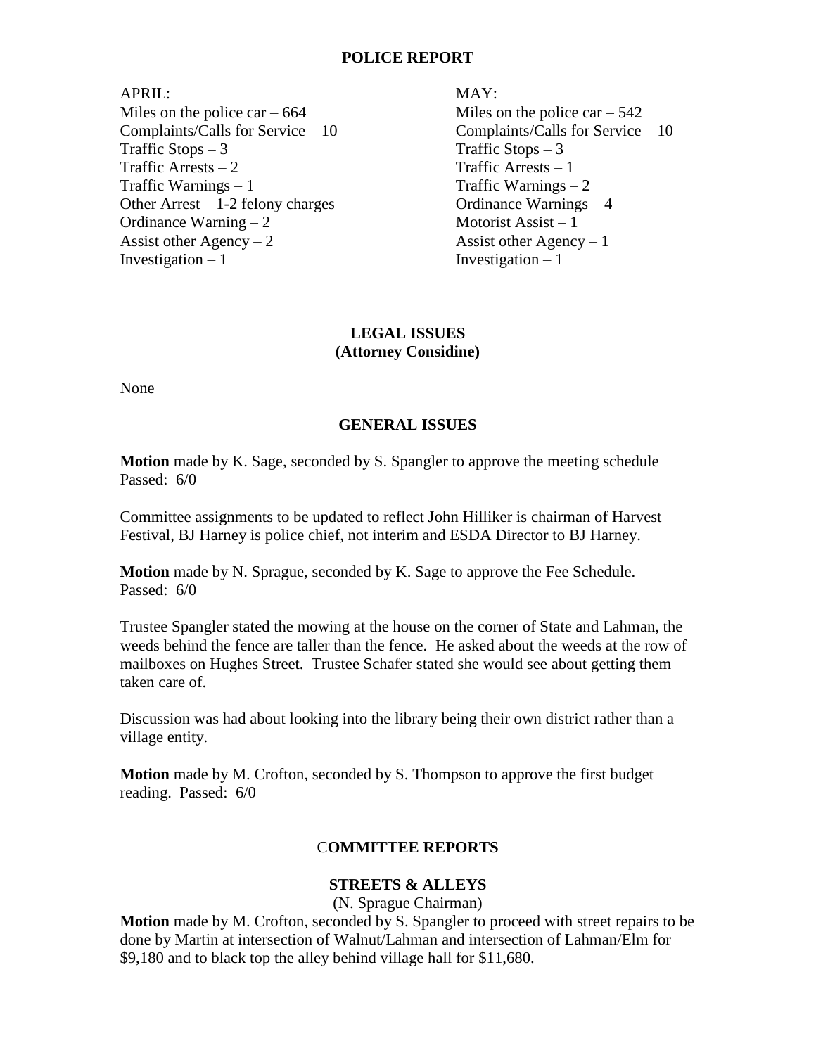## POLICE REPORT

APRIL:
Miles on the police car – 664
Complaints/Calls for Service – 10
Traffic Stops – 3
Traffic Arrests – 2
Traffic Warnings – 1
Other Arrest – 1-2 felony charges
Ordinance Warning – 2
Assist other Agency – 2
Investigation – 1

MAY:
Miles on the police car – 542
Complaints/Calls for Service – 10
Traffic Stops – 3
Traffic Arrests – 1
Traffic Warnings – 2
Ordinance Warnings – 4
Motorist Assist – 1
Assist other Agency – 1
Investigation – 1

## LEGAL ISSUES
**(Attorney Considine)**

None

## GENERAL ISSUES

**Motion** made by K. Sage, seconded by S. Spangler to approve the meeting schedule
Passed: 6/0

Committee assignments to be updated to reflect John Hilliker is chairman of Harvest Festival, BJ Harney is police chief, not interim and ESDA Director to BJ Harney.

**Motion** made by N. Sprague, seconded by K. Sage to approve the Fee Schedule.
Passed: 6/0

Trustee Spangler stated the mowing at the house on the corner of State and Lahman, the weeds behind the fence are taller than the fence. He asked about the weeds at the row of mailboxes on Hughes Street. Trustee Schafer stated she would see about getting them taken care of.

Discussion was had about looking into the library being their own district rather than a village entity.

**Motion** made by M. Crofton, seconded by S. Thompson to approve the first budget reading. Passed: 6/0

## COMMITTEE REPORTS

### STREETS & ALLEYS
(N. Sprague Chairman)

**Motion** made by M. Crofton, seconded by S. Spangler to proceed with street repairs to be done by Martin at intersection of Walnut/Lahman and intersection of Lahman/Elm for $9,180 and to black top the alley behind village hall for $11,680.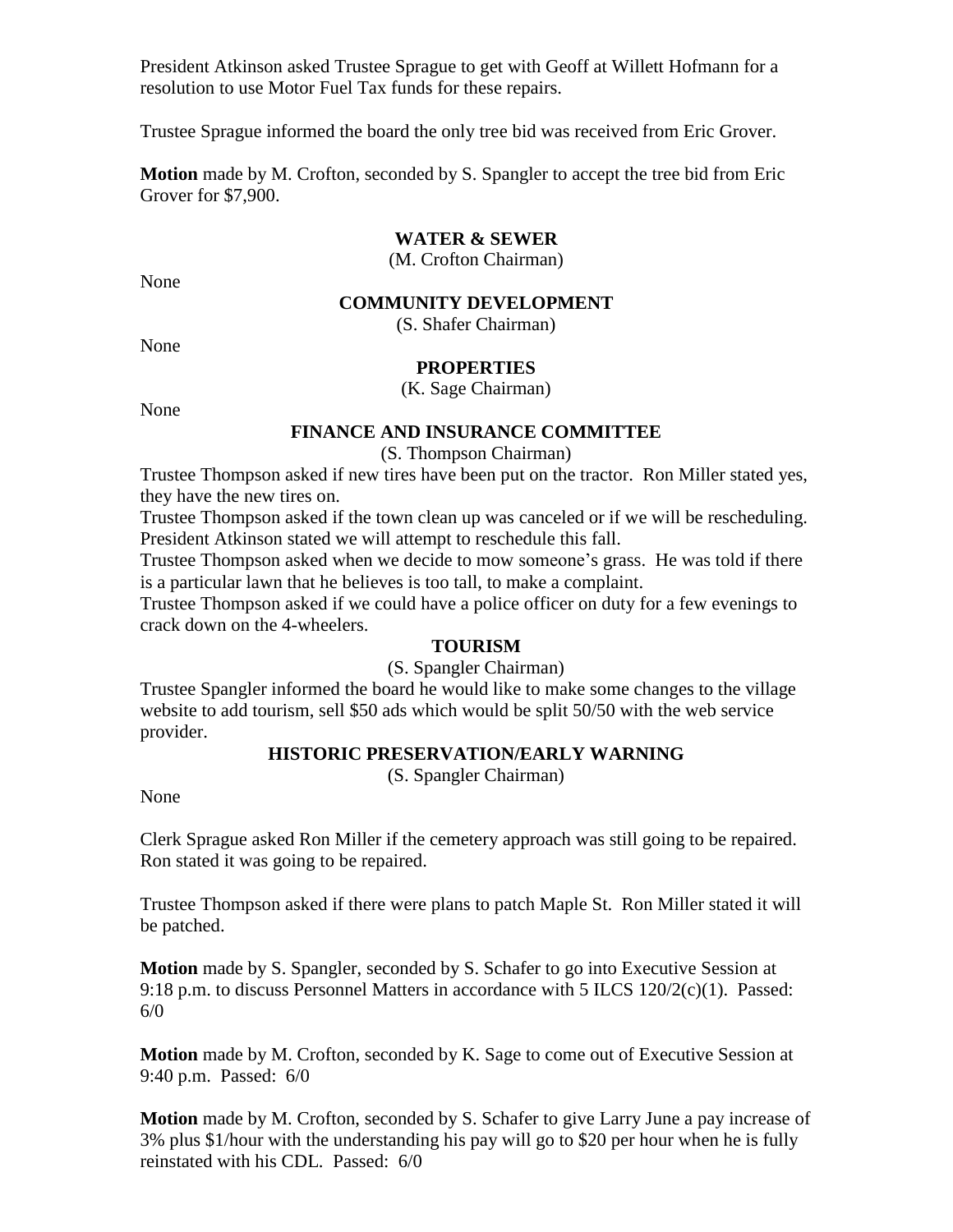President Atkinson asked Trustee Sprague to get with Geoff at Willett Hofmann for a resolution to use Motor Fuel Tax funds for these repairs.

Trustee Sprague informed the board the only tree bid was received from Eric Grover.

**Motion** made by M. Crofton, seconded by S. Spangler to accept the tree bid from Eric Grover for $7,900.

**WATER & SEWER**
(M. Crofton Chairman)

None

**COMMUNITY DEVELOPMENT**
(S. Shafer Chairman)

None

**PROPERTIES**
(K. Sage Chairman)

None

**FINANCE AND INSURANCE COMMITTEE**
(S. Thompson Chairman)

Trustee Thompson asked if new tires have been put on the tractor. Ron Miller stated yes, they have the new tires on.
Trustee Thompson asked if the town clean up was canceled or if we will be rescheduling. President Atkinson stated we will attempt to reschedule this fall.
Trustee Thompson asked when we decide to mow someone's grass. He was told if there is a particular lawn that he believes is too tall, to make a complaint.
Trustee Thompson asked if we could have a police officer on duty for a few evenings to crack down on the 4-wheelers.

**TOURISM**
(S. Spangler Chairman)

Trustee Spangler informed the board he would like to make some changes to the village website to add tourism, sell $50 ads which would be split 50/50 with the web service provider.

**HISTORIC PRESERVATION/EARLY WARNING**
(S. Spangler Chairman)

None

Clerk Sprague asked Ron Miller if the cemetery approach was still going to be repaired. Ron stated it was going to be repaired.

Trustee Thompson asked if there were plans to patch Maple St. Ron Miller stated it will be patched.

**Motion** made by S. Spangler, seconded by S. Schafer to go into Executive Session at 9:18 p.m. to discuss Personnel Matters in accordance with 5 ILCS 120/2(c)(1). Passed: 6/0

**Motion** made by M. Crofton, seconded by K. Sage to come out of Executive Session at 9:40 p.m. Passed: 6/0

**Motion** made by M. Crofton, seconded by S. Schafer to give Larry June a pay increase of 3% plus $1/hour with the understanding his pay will go to $20 per hour when he is fully reinstated with his CDL. Passed: 6/0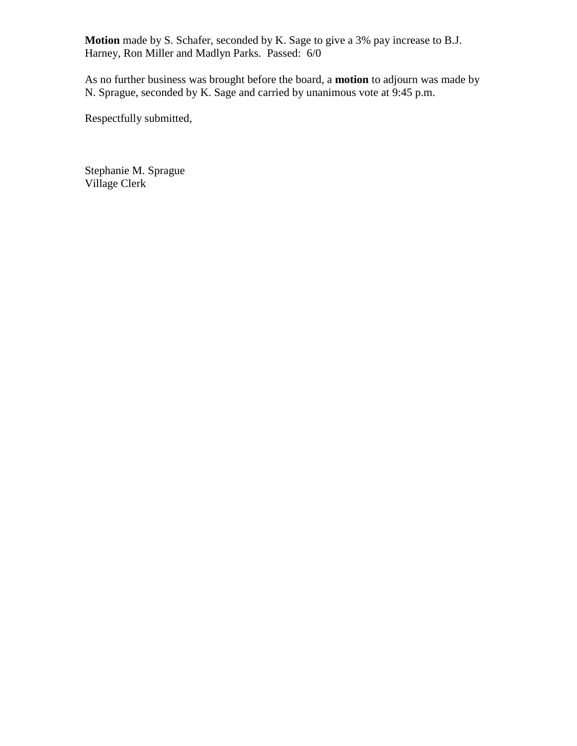**Motion** made by S. Schafer, seconded by K. Sage to give a 3% pay increase to B.J. Harney, Ron Miller and Madlyn Parks. Passed: 6/0

As no further business was brought before the board, a **motion** to adjourn was made by N. Sprague, seconded by K. Sage and carried by unanimous vote at 9:45 p.m.

Respectfully submitted,

Stephanie M. Sprague
Village Clerk